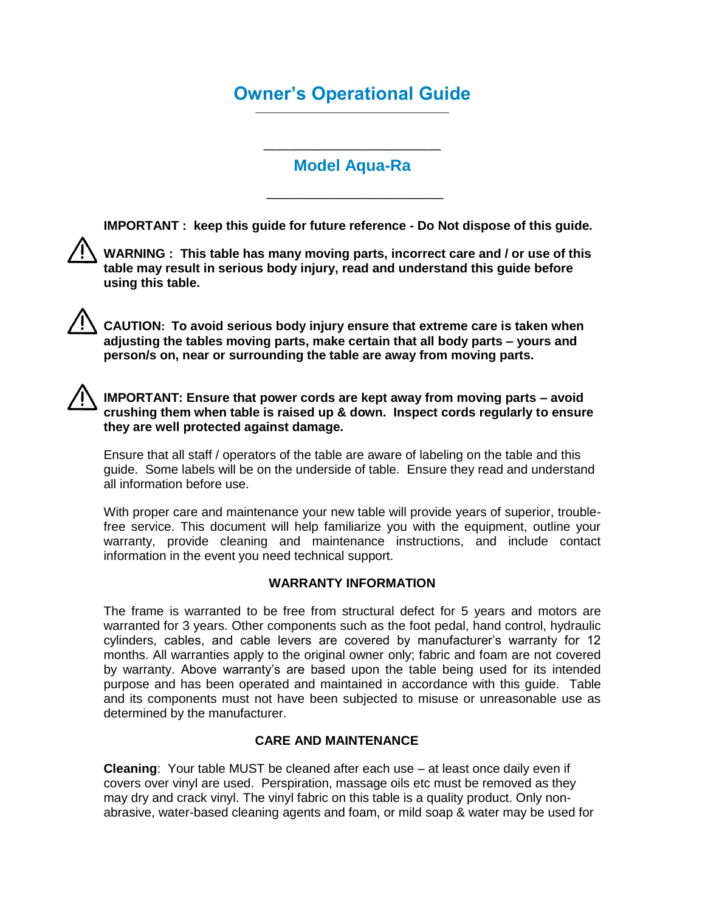# Owner's Operational Guide

## Model Aqua-Ra

**IMPORTANT : keep this guide for future reference - Do Not dispose of this guide.**

⚠ **WARNING : This table has many moving parts, incorrect care and / or use of this table may result in serious body injury, read and understand this guide before using this table.**

⚠ **CAUTION: To avoid serious body injury ensure that extreme care is taken when adjusting the tables moving parts, make certain that all body parts – yours and person/s on, near or surrounding the table are away from moving parts.**

⚠ **IMPORTANT: Ensure that power cords are kept away from moving parts – avoid crushing them when table is raised up & down. Inspect cords regularly to ensure they are well protected against damage.**

Ensure that all staff / operators of the table are aware of labeling on the table and this guide. Some labels will be on the underside of table. Ensure they read and understand all information before use.

With proper care and maintenance your new table will provide years of superior, trouble-free service. This document will help familiarize you with the equipment, outline your warranty, provide cleaning and maintenance instructions, and include contact information in the event you need technical support.

### WARRANTY INFORMATION

The frame is warranted to be free from structural defect for 5 years and motors are warranted for 3 years. Other components such as the foot pedal, hand control, hydraulic cylinders, cables, and cable levers are covered by manufacturer's warranty for 12 months. All warranties apply to the original owner only; fabric and foam are not covered by warranty. Above warranty's are based upon the table being used for its intended purpose and has been operated and maintained in accordance with this guide. Table and its components must not have been subjected to misuse or unreasonable use as determined by the manufacturer.

### CARE AND MAINTENANCE

**Cleaning**: Your table MUST be cleaned after each use – at least once daily even if covers over vinyl are used. Perspiration, massage oils etc must be removed as they may dry and crack vinyl. The vinyl fabric on this table is a quality product. Only non-abrasive, water-based cleaning agents and foam, or mild soap & water may be used for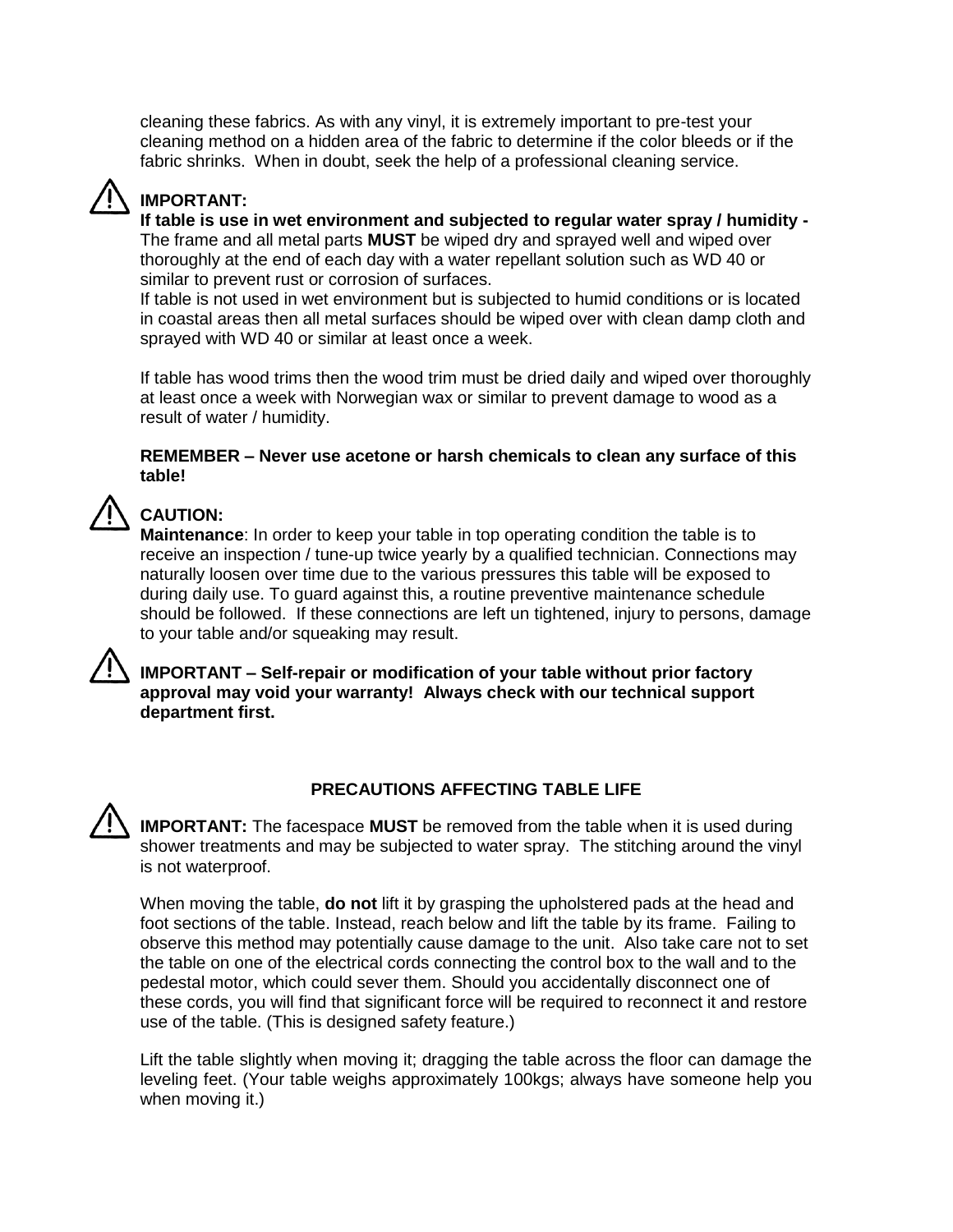cleaning these fabrics. As with any vinyl, it is extremely important to pre-test your cleaning method on a hidden area of the fabric to determine if the color bleeds or if the fabric shrinks. When in doubt, seek the help of a professional cleaning service.

⚠ **IMPORTANT:**

**If table is use in wet environment and subjected to regular water spray / humidity -** The frame and all metal parts **MUST** be wiped dry and sprayed well and wiped over thoroughly at the end of each day with a water repellant solution such as WD 40 or similar to prevent rust or corrosion of surfaces.

If table is not used in wet environment but is subjected to humid conditions or is located in coastal areas then all metal surfaces should be wiped over with clean damp cloth and sprayed with WD 40 or similar at least once a week.

If table has wood trims then the wood trim must be dried daily and wiped over thoroughly at least once a week with Norwegian wax or similar to prevent damage to wood as a result of water / humidity.

**REMEMBER – Never use acetone or harsh chemicals to clean any surface of this table!**

⚠ **CAUTION:**

**Maintenance**: In order to keep your table in top operating condition the table is to receive an inspection / tune-up twice yearly by a qualified technician. Connections may naturally loosen over time due to the various pressures this table will be exposed to during daily use. To guard against this, a routine preventive maintenance schedule should be followed. If these connections are left un tightened, injury to persons, damage to your table and/or squeaking may result.

⚠ **IMPORTANT – Self-repair or modification of your table without prior factory approval may void your warranty! Always check with our technical support department first.**

## PRECAUTIONS AFFECTING TABLE LIFE

⚠ **IMPORTANT:** The facespace **MUST** be removed from the table when it is used during shower treatments and may be subjected to water spray. The stitching around the vinyl is not waterproof.

When moving the table, **do not** lift it by grasping the upholstered pads at the head and foot sections of the table. Instead, reach below and lift the table by its frame. Failing to observe this method may potentially cause damage to the unit. Also take care not to set the table on one of the electrical cords connecting the control box to the wall and to the pedestal motor, which could sever them. Should you accidentally disconnect one of these cords, you will find that significant force will be required to reconnect it and restore use of the table. (This is designed safety feature.)

Lift the table slightly when moving it; dragging the table across the floor can damage the leveling feet. (Your table weighs approximately 100kgs; always have someone help you when moving it.)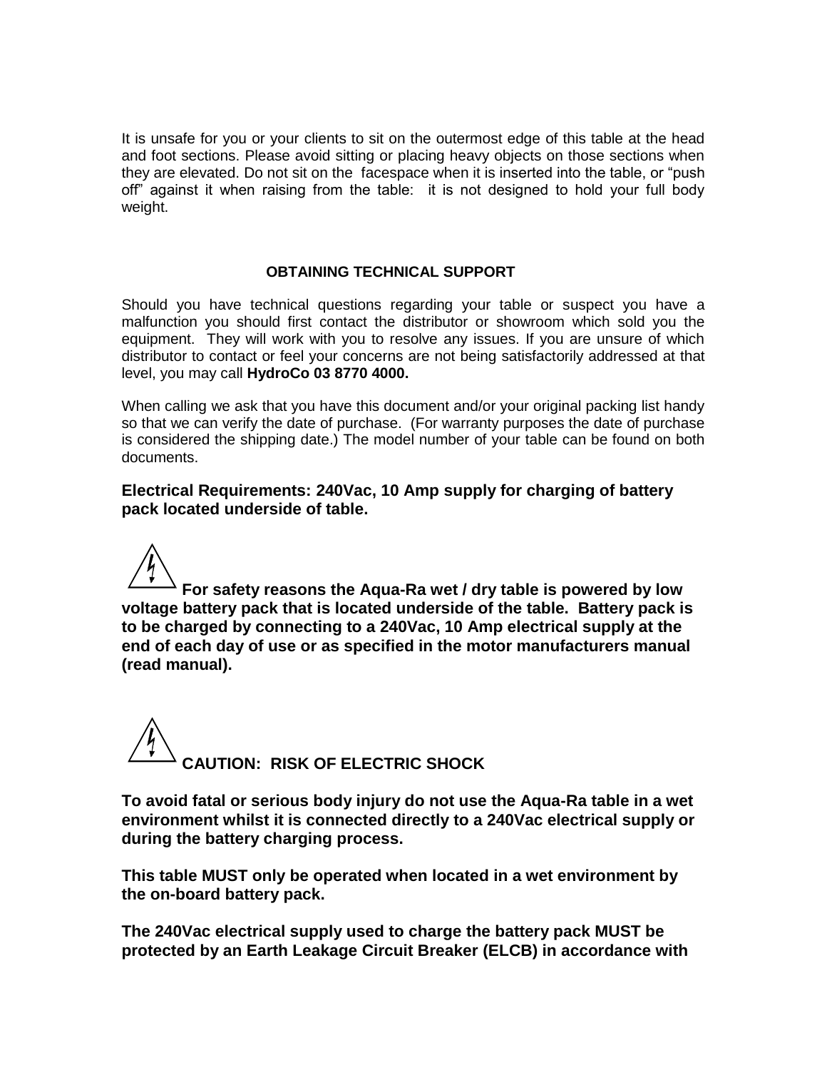It is unsafe for you or your clients to sit on the outermost edge of this table at the head and foot sections. Please avoid sitting or placing heavy objects on those sections when they are elevated. Do not sit on the facespace when it is inserted into the table, or "push off" against it when raising from the table: it is not designed to hold your full body weight.

## OBTAINING TECHNICAL SUPPORT

Should you have technical questions regarding your table or suspect you have a malfunction you should first contact the distributor or showroom which sold you the equipment. They will work with you to resolve any issues. If you are unsure of which distributor to contact or feel your concerns are not being satisfactorily addressed at that level, you may call **HydroCo 03 8770 4000.**

When calling we ask that you have this document and/or your original packing list handy so that we can verify the date of purchase. (For warranty purposes the date of purchase is considered the shipping date.) The model number of your table can be found on both documents.

**Electrical Requirements: 240Vac, 10 Amp supply for charging of battery pack located underside of table.**

**For safety reasons the Aqua-Ra wet / dry table is powered by low voltage battery pack that is located underside of the table. Battery pack is to be charged by connecting to a 240Vac, 10 Amp electrical supply at the end of each day of use or as specified in the motor manufacturers manual (read manual).**

**CAUTION: RISK OF ELECTRIC SHOCK**

**To avoid fatal or serious body injury do not use the Aqua-Ra table in a wet environment whilst it is connected directly to a 240Vac electrical supply or during the battery charging process.**

**This table MUST only be operated when located in a wet environment by the on-board battery pack.**

**The 240Vac electrical supply used to charge the battery pack MUST be protected by an Earth Leakage Circuit Breaker (ELCB) in accordance with**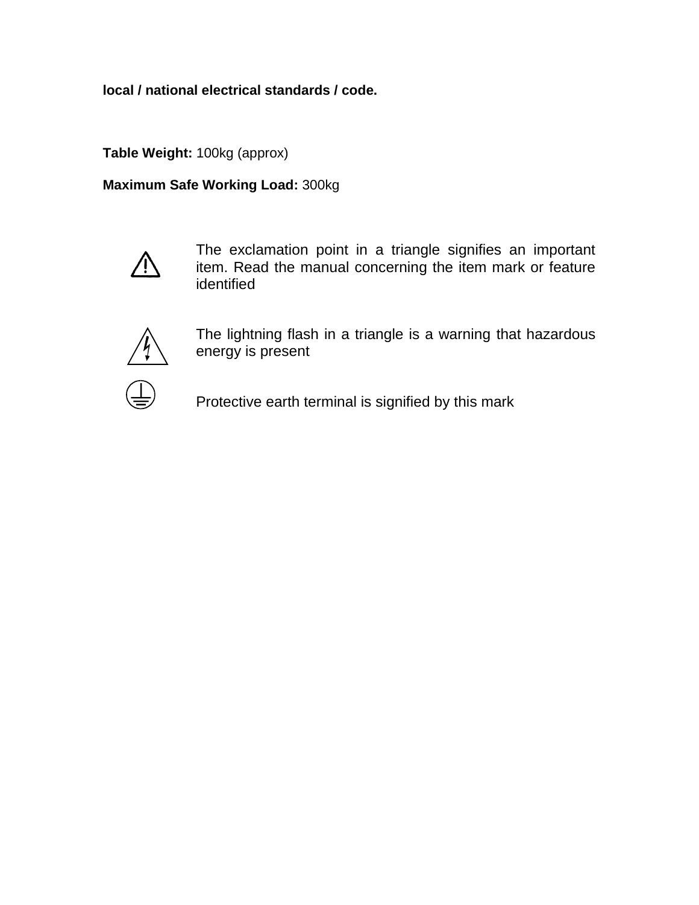**local / national electrical standards / code.**

**Table Weight:** 100kg (approx)

**Maximum Safe Working Load:** 300kg

⚠ The exclamation point in a triangle signifies an important item. Read the manual concerning the item mark or feature identified

The lightning flash in a triangle is a warning that hazardous energy is present

Protective earth terminal is signified by this mark